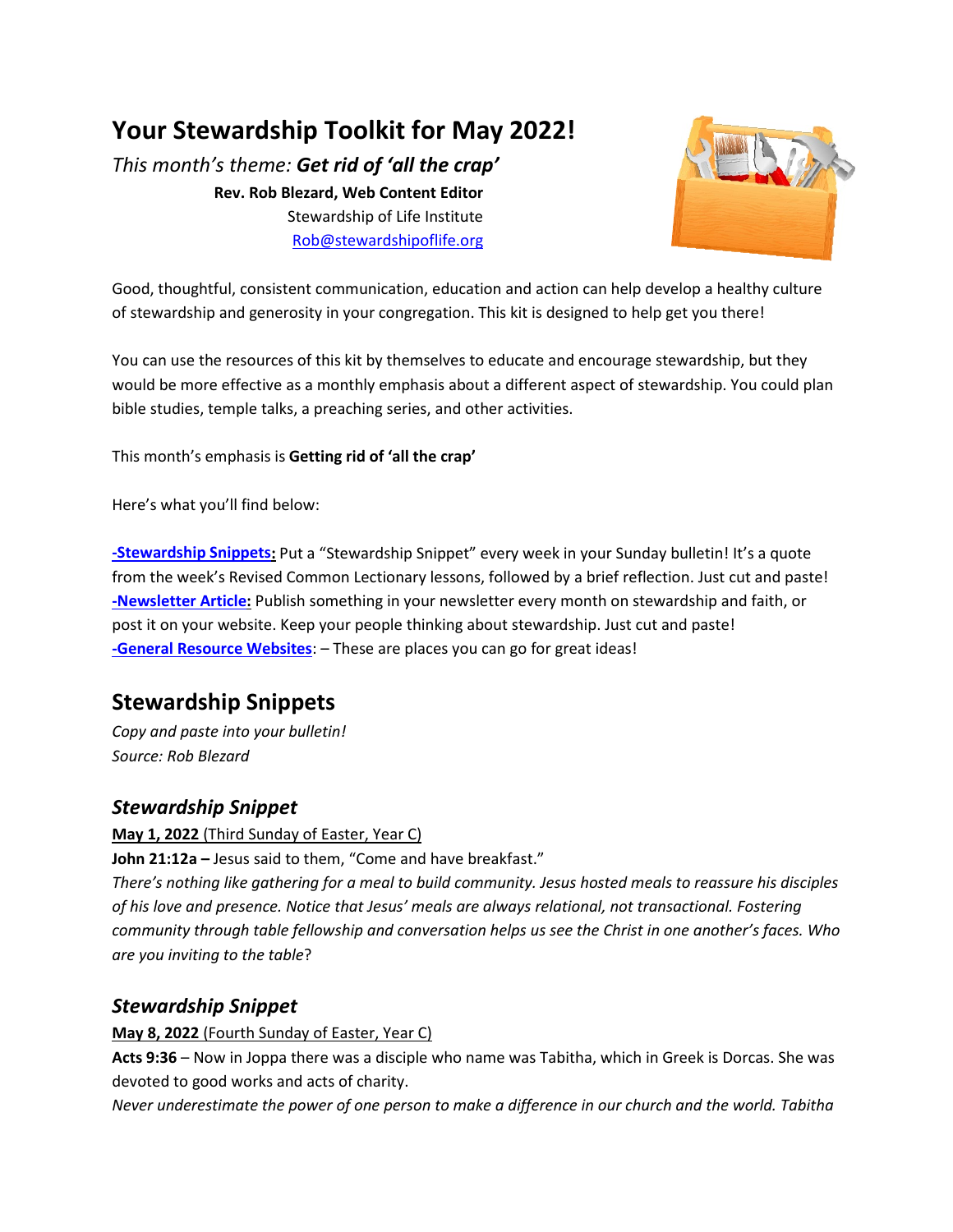# Your Stewardship Toolkit for May 2022!

*This month's theme:* ***Get rid of 'all the crap'***

**Rev. Rob Blezard, Web Content Editor**
Stewardship of Life Institute
Rob@stewardshipoflife.org

Good, thoughtful, consistent communication, education and action can help develop a healthy culture of stewardship and generosity in your congregation. This kit is designed to help get you there!

You can use the resources of this kit by themselves to educate and encourage stewardship, but they would be more effective as a monthly emphasis about a different aspect of stewardship. You could plan bible studies, temple talks, a preaching series, and other activities.

This month's emphasis is **Getting rid of 'all the crap'**

Here's what you'll find below:

**-Stewardship Snippets:** Put a "Stewardship Snippet" every week in your Sunday bulletin! It's a quote from the week's Revised Common Lectionary lessons, followed by a brief reflection. Just cut and paste!
**-Newsletter Article:** Publish something in your newsletter every month on stewardship and faith, or post it on your website. Keep your people thinking about stewardship. Just cut and paste!
**-General Resource Websites**: – These are places you can go for great ideas!

## Stewardship Snippets

*Copy and paste into your bulletin!*
*Source: Rob Blezard*

### *Stewardship Snippet*

**May 1, 2022** (Third Sunday of Easter, Year C)
**John 21:12a –** Jesus said to them, "Come and have breakfast."
*There's nothing like gathering for a meal to build community. Jesus hosted meals to reassure his disciples of his love and presence. Notice that Jesus' meals are always relational, not transactional. Fostering community through table fellowship and conversation helps us see the Christ in one another's faces. Who are you inviting to the table*?

### *Stewardship Snippet*

**May 8, 2022** (Fourth Sunday of Easter, Year C)
**Acts 9:36** – Now in Joppa there was a disciple who name was Tabitha, which in Greek is Dorcas. She was devoted to good works and acts of charity.
*Never underestimate the power of one person to make a difference in our church and the world. Tabitha*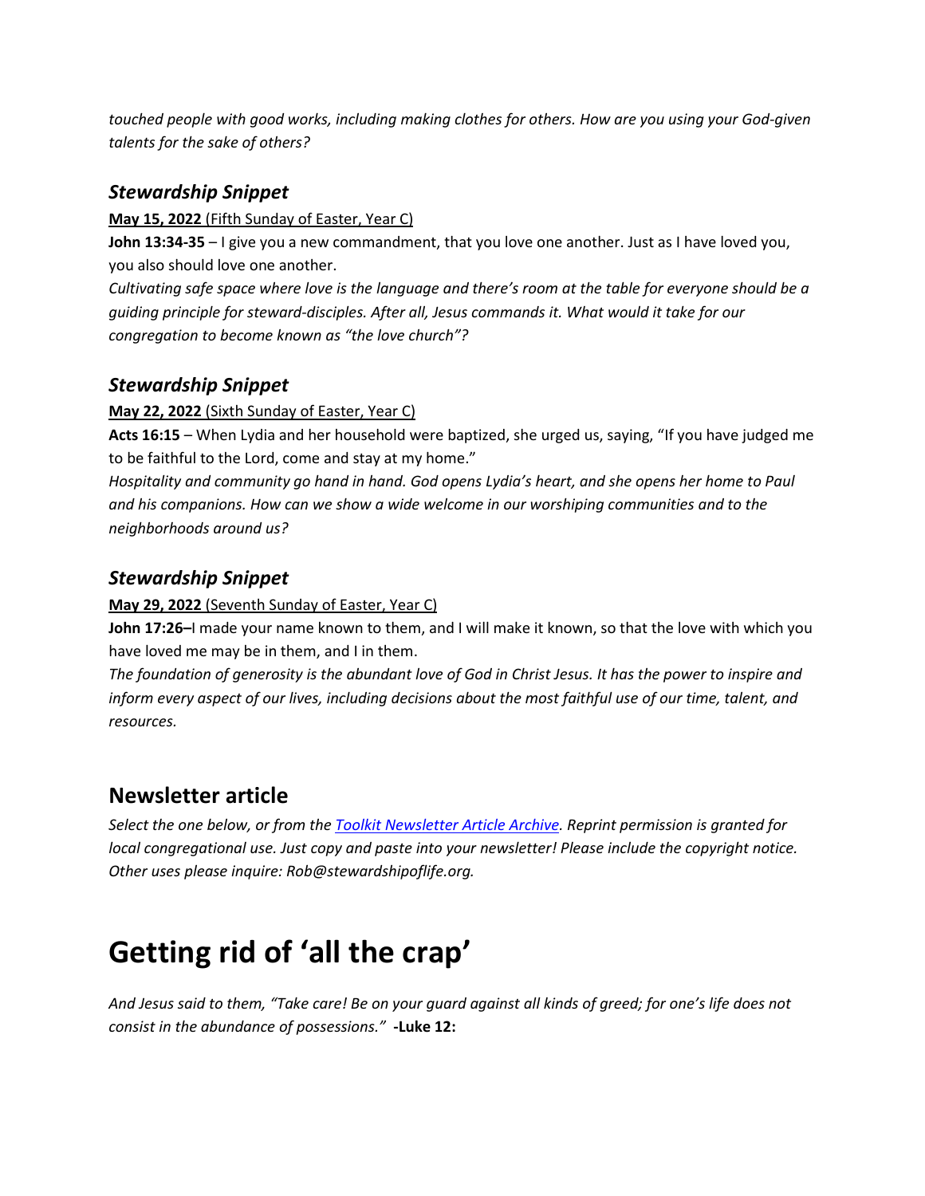*touched people with good works, including making clothes for others. How are you using your God-given talents for the sake of others?*

### *Stewardship Snippet*

**May 15, 2022** (Fifth Sunday of Easter, Year C)

**John 13:34-35** – I give you a new commandment, that you love one another. Just as I have loved you, you also should love one another.

*Cultivating safe space where love is the language and there's room at the table for everyone should be a guiding principle for steward-disciples. After all, Jesus commands it. What would it take for our congregation to become known as "the love church"?*

### *Stewardship Snippet*

**May 22, 2022** (Sixth Sunday of Easter, Year C)

**Acts 16:15** – When Lydia and her household were baptized, she urged us, saying, "If you have judged me to be faithful to the Lord, come and stay at my home."

*Hospitality and community go hand in hand. God opens Lydia's heart, and she opens her home to Paul and his companions. How can we show a wide welcome in our worshiping communities and to the neighborhoods around us?*

### *Stewardship Snippet*

**May 29, 2022** (Seventh Sunday of Easter, Year C)

**John 17:26–**I made your name known to them, and I will make it known, so that the love with which you have loved me may be in them, and I in them.

*The foundation of generosity is the abundant love of God in Christ Jesus. It has the power to inspire and inform every aspect of our lives, including decisions about the most faithful use of our time, talent, and resources.*

## Newsletter article

*Select the one below, or from the [Toolkit Newsletter Article Archive](). Reprint permission is granted for local congregational use. Just copy and paste into your newsletter! Please include the copyright notice. Other uses please inquire: Rob@stewardshipoflife.org.*

# Getting rid of 'all the crap'

*And Jesus said to them, "Take care! Be on your guard against all kinds of greed; for one's life does not consist in the abundance of possessions."* **-Luke 12:**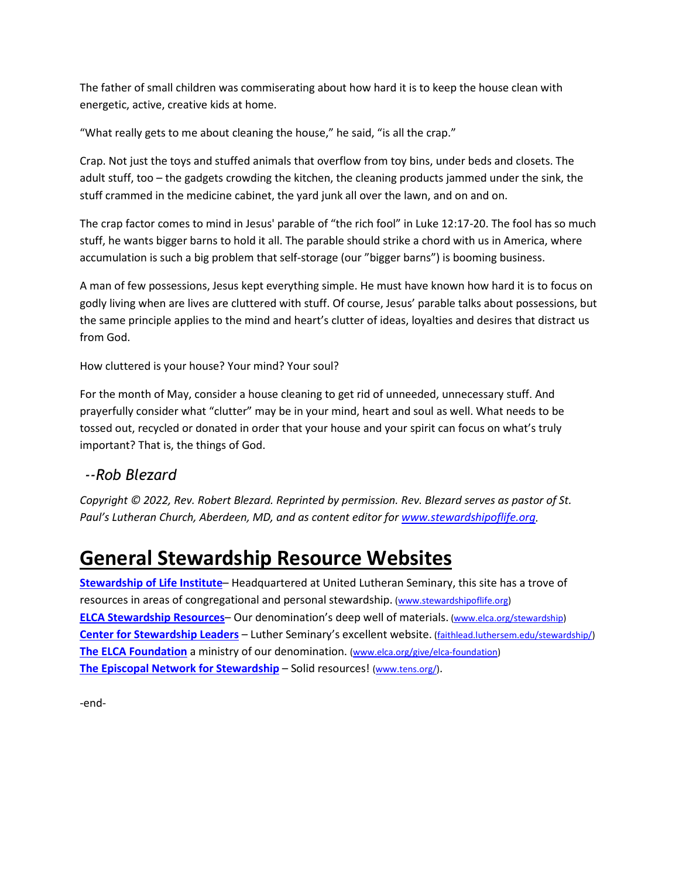The father of small children was commiserating about how hard it is to keep the house clean with energetic, active, creative kids at home.

“What really gets to me about cleaning the house,” he said, “is all the crap.”

Crap. Not just the toys and stuffed animals that overflow from toy bins, under beds and closets. The adult stuff, too – the gadgets crowding the kitchen, the cleaning products jammed under the sink, the stuff crammed in the medicine cabinet, the yard junk all over the lawn, and on and on.

The crap factor comes to mind in Jesus' parable of “the rich fool” in Luke 12:17-20. The fool has so much stuff, he wants bigger barns to hold it all. The parable should strike a chord with us in America, where accumulation is such a big problem that self-storage (our ”bigger barns”) is booming business.

A man of few possessions, Jesus kept everything simple. He must have known how hard it is to focus on godly living when are lives are cluttered with stuff. Of course, Jesus’ parable talks about possessions, but the same principle applies to the mind and heart’s clutter of ideas, loyalties and desires that distract us from God.

How cluttered is your house? Your mind? Your soul?

For the month of May, consider a house cleaning to get rid of unneeded, unnecessary stuff. And prayerfully consider what “clutter” may be in your mind, heart and soul as well. What needs to be tossed out, recycled or donated in order that your house and your spirit can focus on what’s truly important? That is, the things of God.

*--Rob Blezard*

*Copyright © 2022, Rev. Robert Blezard. Reprinted by permission. Rev. Blezard serves as pastor of St. Paul’s Lutheran Church, Aberdeen, MD, and as content editor for [www.stewardshipoflife.org](www.stewardshipoflife.org).*

# General Stewardship Resource Websites

**[Stewardship of Life Institute](www.stewardshipoflife.org)**– Headquartered at United Lutheran Seminary, this site has a trove of resources in areas of congregational and personal stewardship. (www.stewardshipoflife.org)
**[ELCA Stewardship Resources](www.elca.org/stewardship)**– Our denomination’s deep well of materials. (www.elca.org/stewardship)
**[Center for Stewardship Leaders](faithlead.luthersem.edu/stewardship/)** – Luther Seminary’s excellent website. (faithlead.luthersem.edu/stewardship/)
**[The ELCA Foundation](www.elca.org/give/elca-foundation)** a ministry of our denomination. (www.elca.org/give/elca-foundation)
**[The Episcopal Network for Stewardship](www.tens.org/)** – Solid resources! (www.tens.org/).

-end-